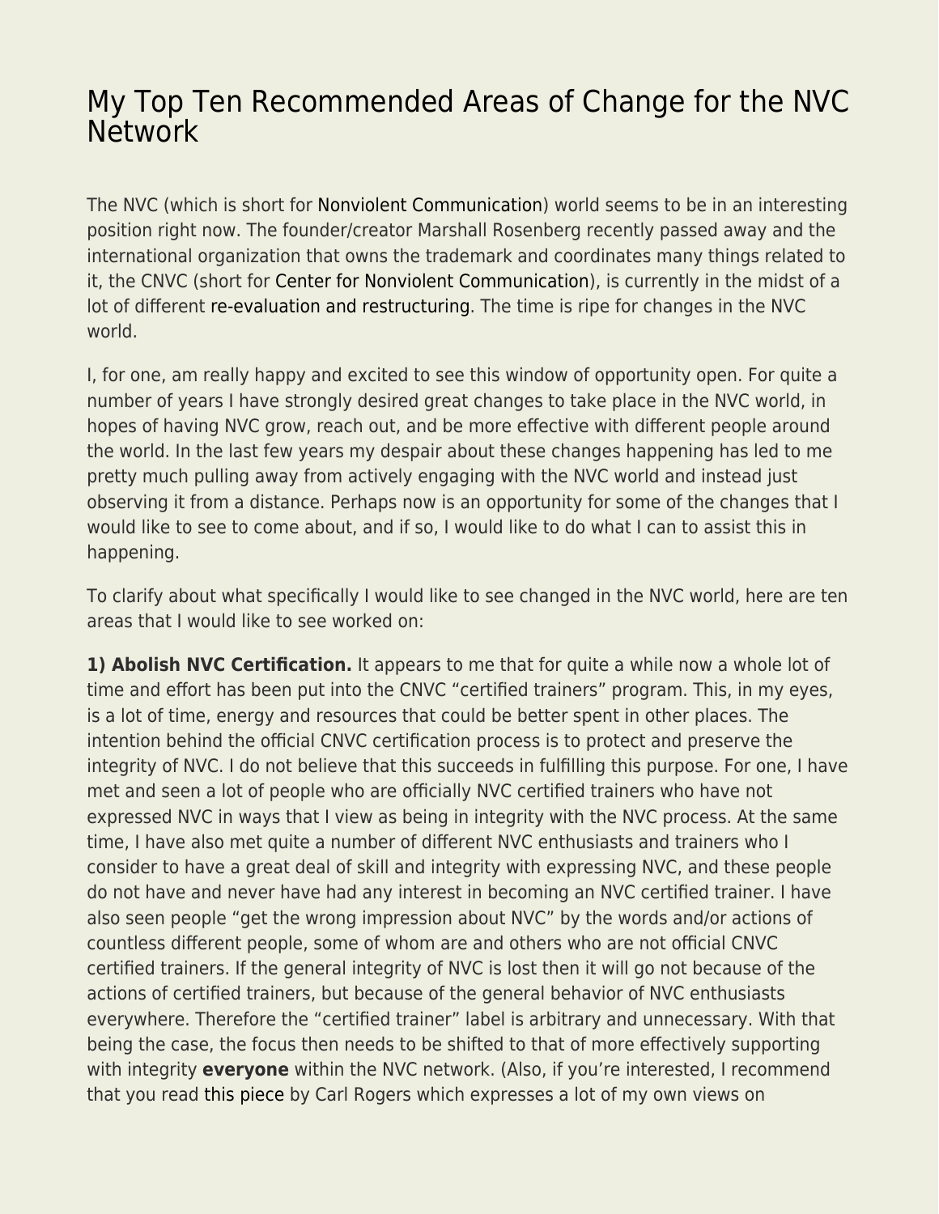# My Top Ten Recommended Areas of Change for the NVC Network

The NVC (which is short for Nonviolent Communication) world seems to be in an interesting position right now. The founder/creator Marshall Rosenberg recently passed away and the international organization that owns the trademark and coordinates many things related to it, the CNVC (short for Center for Nonviolent Communication), is currently in the midst of a lot of different re-evaluation and restructuring. The time is ripe for changes in the NVC world.

I, for one, am really happy and excited to see this window of opportunity open. For quite a number of years I have strongly desired great changes to take place in the NVC world, in hopes of having NVC grow, reach out, and be more effective with different people around the world. In the last few years my despair about these changes happening has led to me pretty much pulling away from actively engaging with the NVC world and instead just observing it from a distance. Perhaps now is an opportunity for some of the changes that I would like to see to come about, and if so, I would like to do what I can to assist this in happening.

To clarify about what specifically I would like to see changed in the NVC world, here are ten areas that I would like to see worked on:

**1) Abolish NVC Certification.** It appears to me that for quite a while now a whole lot of time and effort has been put into the CNVC "certified trainers" program. This, in my eyes, is a lot of time, energy and resources that could be better spent in other places. The intention behind the official CNVC certification process is to protect and preserve the integrity of NVC. I do not believe that this succeeds in fulfilling this purpose. For one, I have met and seen a lot of people who are officially NVC certified trainers who have not expressed NVC in ways that I view as being in integrity with the NVC process. At the same time, I have also met quite a number of different NVC enthusiasts and trainers who I consider to have a great deal of skill and integrity with expressing NVC, and these people do not have and never have had any interest in becoming an NVC certified trainer. I have also seen people "get the wrong impression about NVC" by the words and/or actions of countless different people, some of whom are and others who are not official CNVC certified trainers. If the general integrity of NVC is lost then it will go not because of the actions of certified trainers, but because of the general behavior of NVC enthusiasts everywhere. Therefore the "certified trainer" label is arbitrary and unnecessary. With that being the case, the focus then needs to be shifted to that of more effectively supporting with integrity **everyone** within the NVC network. (Also, if you're interested, I recommend that you read this piece by Carl Rogers which expresses a lot of my own views on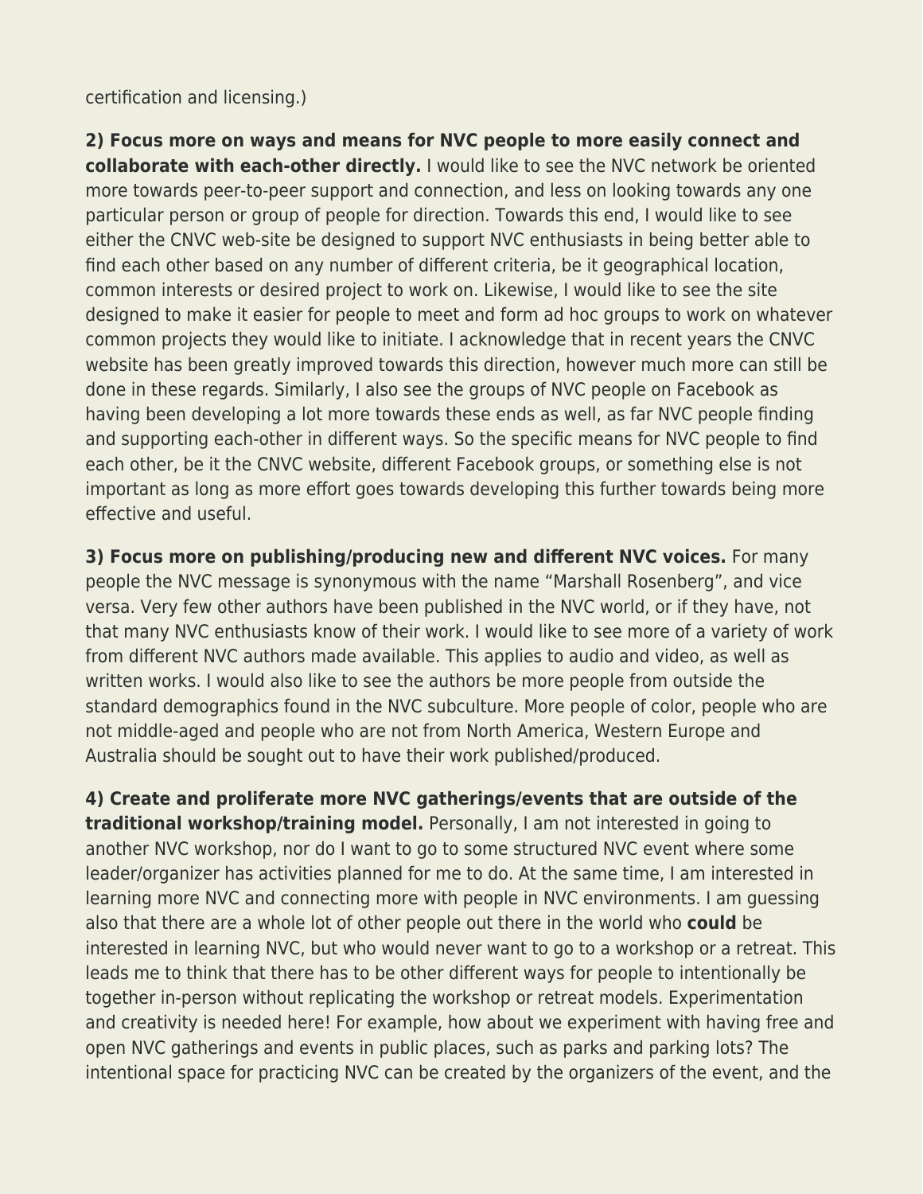certification and licensing.)

**2) Focus more on ways and means for NVC people to more easily connect and collaborate with each-other directly.** I would like to see the NVC network be oriented more towards peer-to-peer support and connection, and less on looking towards any one particular person or group of people for direction. Towards this end, I would like to see either the CNVC web-site be designed to support NVC enthusiasts in being better able to find each other based on any number of different criteria, be it geographical location, common interests or desired project to work on. Likewise, I would like to see the site designed to make it easier for people to meet and form ad hoc groups to work on whatever common projects they would like to initiate. I acknowledge that in recent years the CNVC website has been greatly improved towards this direction, however much more can still be done in these regards. Similarly, I also see the groups of NVC people on Facebook as having been developing a lot more towards these ends as well, as far NVC people finding and supporting each-other in different ways. So the specific means for NVC people to find each other, be it the CNVC website, different Facebook groups, or something else is not important as long as more effort goes towards developing this further towards being more effective and useful.

**3) Focus more on publishing/producing new and different NVC voices.** For many people the NVC message is synonymous with the name "Marshall Rosenberg", and vice versa. Very few other authors have been published in the NVC world, or if they have, not that many NVC enthusiasts know of their work. I would like to see more of a variety of work from different NVC authors made available. This applies to audio and video, as well as written works. I would also like to see the authors be more people from outside the standard demographics found in the NVC subculture. More people of color, people who are not middle-aged and people who are not from North America, Western Europe and Australia should be sought out to have their work published/produced.

**4) Create and proliferate more NVC gatherings/events that are outside of the traditional workshop/training model.** Personally, I am not interested in going to another NVC workshop, nor do I want to go to some structured NVC event where some leader/organizer has activities planned for me to do. At the same time, I am interested in learning more NVC and connecting more with people in NVC environments. I am guessing also that there are a whole lot of other people out there in the world who **could** be interested in learning NVC, but who would never want to go to a workshop or a retreat. This leads me to think that there has to be other different ways for people to intentionally be together in-person without replicating the workshop or retreat models. Experimentation and creativity is needed here! For example, how about we experiment with having free and open NVC gatherings and events in public places, such as parks and parking lots? The intentional space for practicing NVC can be created by the organizers of the event, and the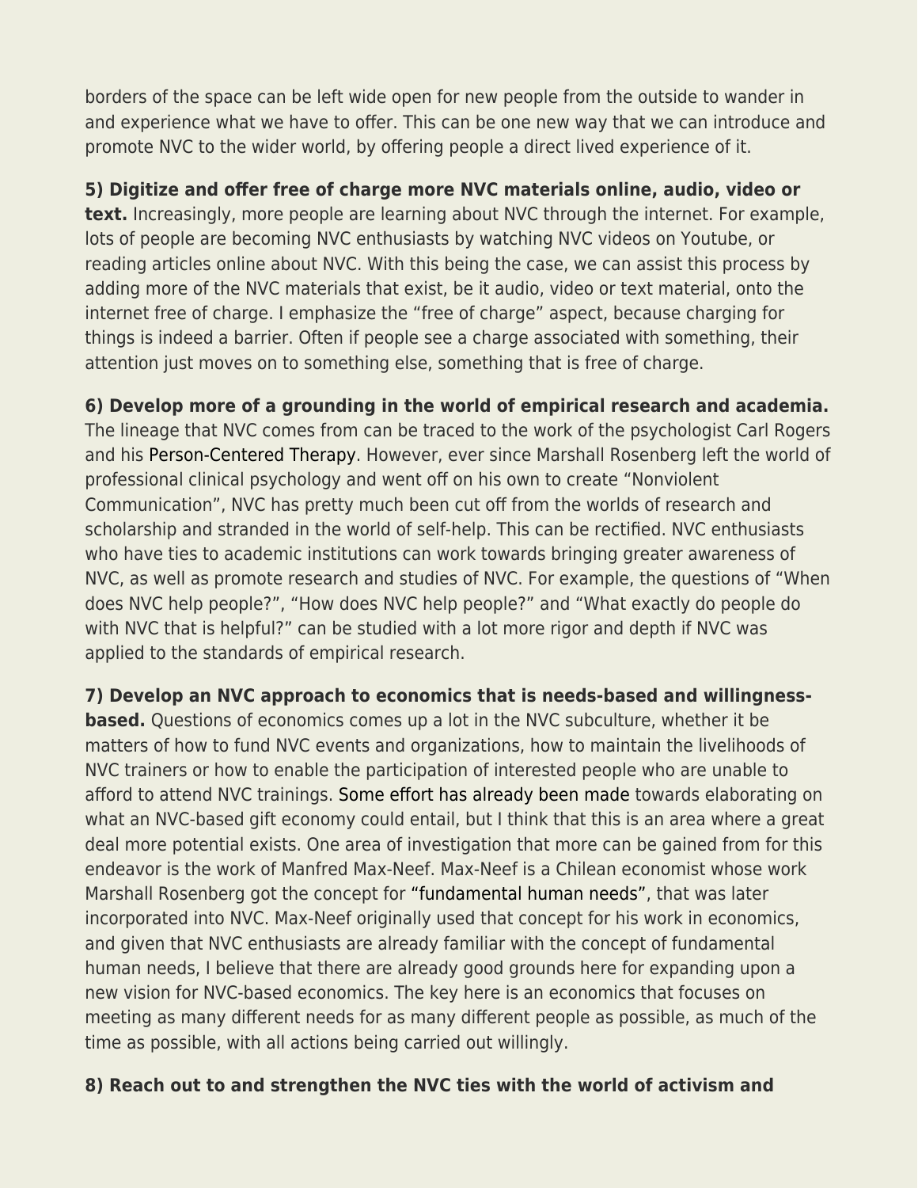borders of the space can be left wide open for new people from the outside to wander in and experience what we have to offer. This can be one new way that we can introduce and promote NVC to the wider world, by offering people a direct lived experience of it.

**5) Digitize and offer free of charge more NVC materials online, audio, video or text.** Increasingly, more people are learning about NVC through the internet. For example, lots of people are becoming NVC enthusiasts by watching NVC videos on Youtube, or reading articles online about NVC. With this being the case, we can assist this process by adding more of the NVC materials that exist, be it audio, video or text material, onto the internet free of charge. I emphasize the "free of charge" aspect, because charging for things is indeed a barrier. Often if people see a charge associated with something, their attention just moves on to something else, something that is free of charge.

**6) Develop more of a grounding in the world of empirical research and academia.** The lineage that NVC comes from can be traced to the work of the psychologist Carl Rogers and his Person-Centered Therapy. However, ever since Marshall Rosenberg left the world of professional clinical psychology and went off on his own to create "Nonviolent Communication", NVC has pretty much been cut off from the worlds of research and scholarship and stranded in the world of self-help. This can be rectified. NVC enthusiasts who have ties to academic institutions can work towards bringing greater awareness of NVC, as well as promote research and studies of NVC. For example, the questions of "When does NVC help people?", "How does NVC help people?" and "What exactly do people do with NVC that is helpful?" can be studied with a lot more rigor and depth if NVC was applied to the standards of empirical research.

**7) Develop an NVC approach to economics that is needs-based and willingness-based.** Questions of economics comes up a lot in the NVC subculture, whether it be matters of how to fund NVC events and organizations, how to maintain the livelihoods of NVC trainers or how to enable the participation of interested people who are unable to afford to attend NVC trainings. Some effort has already been made towards elaborating on what an NVC-based gift economy could entail, but I think that this is an area where a great deal more potential exists. One area of investigation that more can be gained from for this endeavor is the work of Manfred Max-Neef. Max-Neef is a Chilean economist whose work Marshall Rosenberg got the concept for "fundamental human needs", that was later incorporated into NVC. Max-Neef originally used that concept for his work in economics, and given that NVC enthusiasts are already familiar with the concept of fundamental human needs, I believe that there are already good grounds here for expanding upon a new vision for NVC-based economics. The key here is an economics that focuses on meeting as many different needs for as many different people as possible, as much of the time as possible, with all actions being carried out willingly.

**8) Reach out to and strengthen the NVC ties with the world of activism and**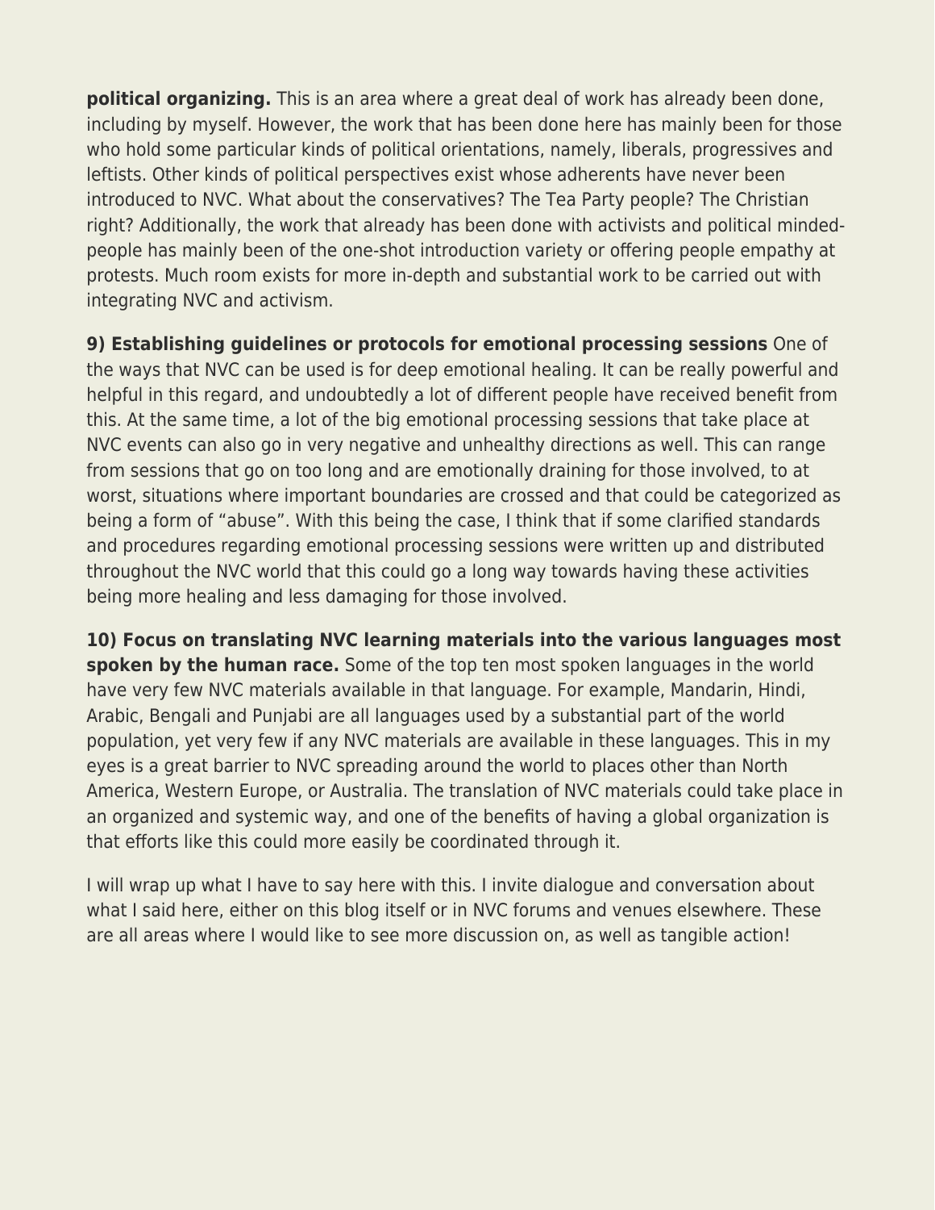**political organizing.** This is an area where a great deal of work has already been done, including by myself. However, the work that has been done here has mainly been for those who hold some particular kinds of political orientations, namely, liberals, progressives and leftists. Other kinds of political perspectives exist whose adherents have never been introduced to NVC. What about the conservatives? The Tea Party people? The Christian right? Additionally, the work that already has been done with activists and political minded-people has mainly been of the one-shot introduction variety or offering people empathy at protests. Much room exists for more in-depth and substantial work to be carried out with integrating NVC and activism.

**9) Establishing guidelines or protocols for emotional processing sessions** One of the ways that NVC can be used is for deep emotional healing. It can be really powerful and helpful in this regard, and undoubtedly a lot of different people have received benefit from this. At the same time, a lot of the big emotional processing sessions that take place at NVC events can also go in very negative and unhealthy directions as well. This can range from sessions that go on too long and are emotionally draining for those involved, to at worst, situations where important boundaries are crossed and that could be categorized as being a form of "abuse". With this being the case, I think that if some clarified standards and procedures regarding emotional processing sessions were written up and distributed throughout the NVC world that this could go a long way towards having these activities being more healing and less damaging for those involved.

**10) Focus on translating NVC learning materials into the various languages most spoken by the human race.** Some of the top ten most spoken languages in the world have very few NVC materials available in that language. For example, Mandarin, Hindi, Arabic, Bengali and Punjabi are all languages used by a substantial part of the world population, yet very few if any NVC materials are available in these languages. This in my eyes is a great barrier to NVC spreading around the world to places other than North America, Western Europe, or Australia. The translation of NVC materials could take place in an organized and systemic way, and one of the benefits of having a global organization is that efforts like this could more easily be coordinated through it.

I will wrap up what I have to say here with this. I invite dialogue and conversation about what I said here, either on this blog itself or in NVC forums and venues elsewhere. These are all areas where I would like to see more discussion on, as well as tangible action!